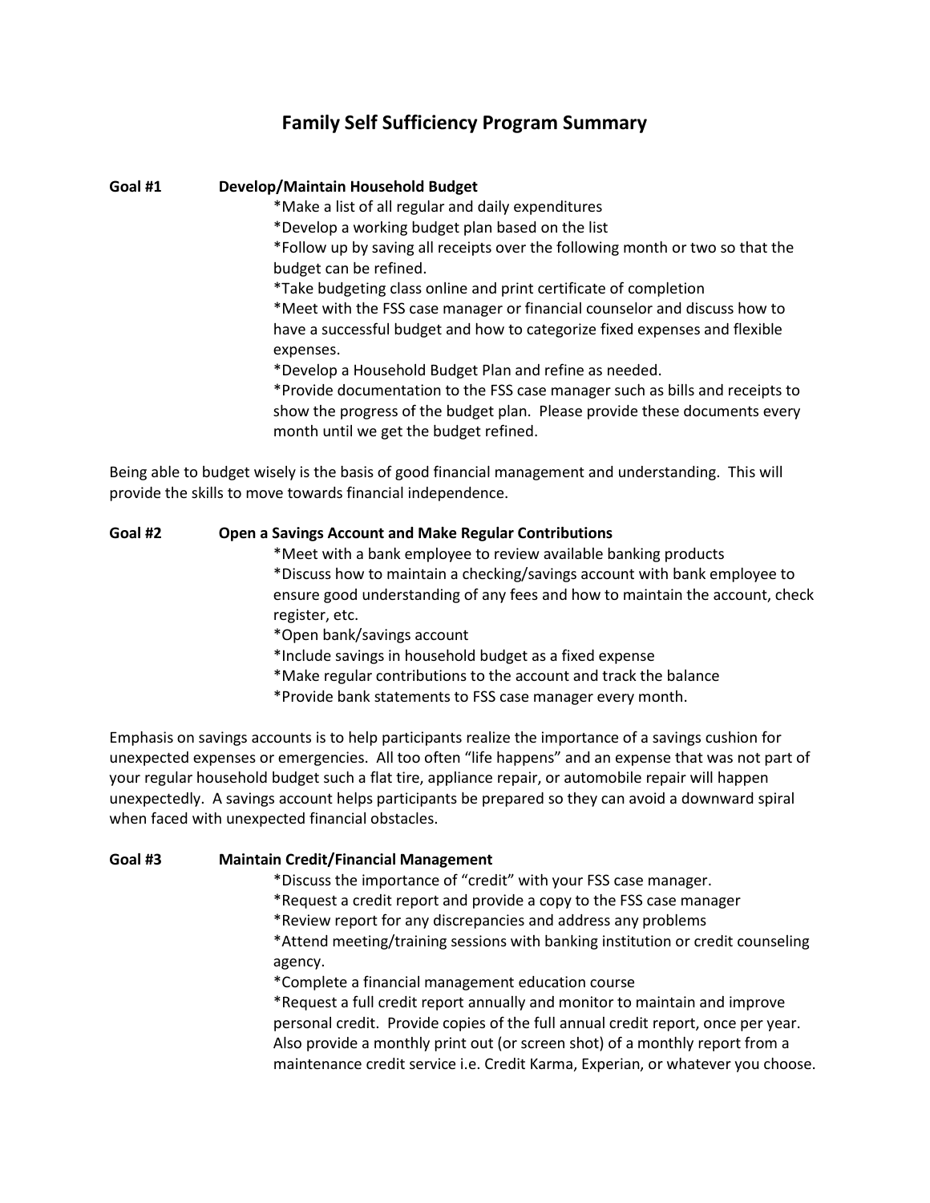# Family Self Sufficiency Program Summary

**Goal #1 Develop/Maintain Household Budget**

*Make a list of all regular and daily expenditures
*Develop a working budget plan based on the list
*Follow up by saving all receipts over the following month or two so that the budget can be refined.
*Take budgeting class online and print certificate of completion
*Meet with the FSS case manager or financial counselor and discuss how to have a successful budget and how to categorize fixed expenses and flexible expenses.
*Develop a Household Budget Plan and refine as needed.
*Provide documentation to the FSS case manager such as bills and receipts to show the progress of the budget plan. Please provide these documents every month until we get the budget refined.

Being able to budget wisely is the basis of good financial management and understanding. This will provide the skills to move towards financial independence.

**Goal #2 Open a Savings Account and Make Regular Contributions**

*Meet with a bank employee to review available banking products
*Discuss how to maintain a checking/savings account with bank employee to ensure good understanding of any fees and how to maintain the account, check register, etc.
*Open bank/savings account
*Include savings in household budget as a fixed expense
*Make regular contributions to the account and track the balance
*Provide bank statements to FSS case manager every month.

Emphasis on savings accounts is to help participants realize the importance of a savings cushion for unexpected expenses or emergencies. All too often "life happens" and an expense that was not part of your regular household budget such a flat tire, appliance repair, or automobile repair will happen unexpectedly. A savings account helps participants be prepared so they can avoid a downward spiral when faced with unexpected financial obstacles.

**Goal #3 Maintain Credit/Financial Management**

*Discuss the importance of "credit" with your FSS case manager.
*Request a credit report and provide a copy to the FSS case manager
*Review report for any discrepancies and address any problems
*Attend meeting/training sessions with banking institution or credit counseling agency.
*Complete a financial management education course
*Request a full credit report annually and monitor to maintain and improve personal credit. Provide copies of the full annual credit report, once per year. Also provide a monthly print out (or screen shot) of a monthly report from a maintenance credit service i.e. Credit Karma, Experian, or whatever you choose.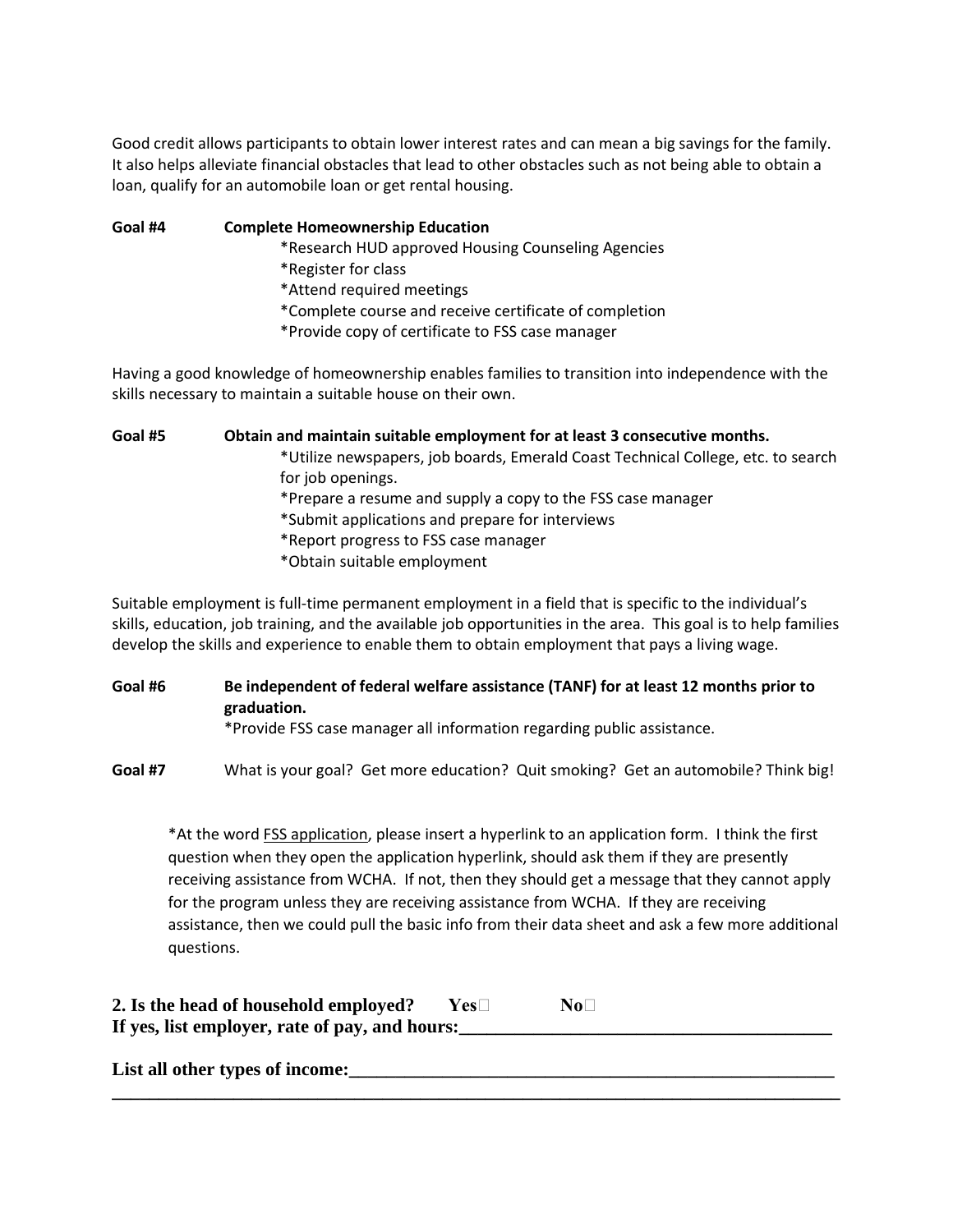Good credit allows participants to obtain lower interest rates and can mean a big savings for the family. It also helps alleviate financial obstacles that lead to other obstacles such as not being able to obtain a loan, qualify for an automobile loan or get rental housing.

**Goal #4 Complete Homeownership Education**

*Research HUD approved Housing Counseling Agencies
*Register for class
*Attend required meetings
*Complete course and receive certificate of completion
*Provide copy of certificate to FSS case manager

Having a good knowledge of homeownership enables families to transition into independence with the skills necessary to maintain a suitable house on their own.

**Goal #5 Obtain and maintain suitable employment for at least 3 consecutive months.**

*Utilize newspapers, job boards, Emerald Coast Technical College, etc. to search for job openings.
*Prepare a resume and supply a copy to the FSS case manager
*Submit applications and prepare for interviews
*Report progress to FSS case manager
*Obtain suitable employment

Suitable employment is full-time permanent employment in a field that is specific to the individual's skills, education, job training, and the available job opportunities in the area. This goal is to help families develop the skills and experience to enable them to obtain employment that pays a living wage.

**Goal #6 Be independent of federal welfare assistance (TANF) for at least 12 months prior to graduation.**

*Provide FSS case manager all information regarding public assistance.

**Goal #7** What is your goal? Get more education? Quit smoking? Get an automobile? Think big!

*At the word FSS application, please insert a hyperlink to an application form. I think the first question when they open the application hyperlink, should ask them if they are presently receiving assistance from WCHA. If not, then they should get a message that they cannot apply for the program unless they are receiving assistance from WCHA. If they are receiving assistance, then we could pull the basic info from their data sheet and ask a few more additional questions.

**2. Is the head of household employed? Yes☐ No☐**
**If yes, list employer, rate of pay, and hours:\_\_\_\_\_\_\_\_\_\_\_\_\_\_\_\_\_\_\_\_\_\_\_\_\_\_\_\_\_\_\_\_\_\_\_\_\_\_\_\_**

**List all other types of income:\_\_\_\_\_\_\_\_\_\_\_\_\_\_\_\_\_\_\_\_\_\_\_\_\_\_\_\_\_\_\_\_\_\_\_\_\_\_\_\_\_\_\_\_\_\_\_\_\_\_\_\_**
**\_\_\_\_\_\_\_\_\_\_\_\_\_\_\_\_\_\_\_\_\_\_\_\_\_\_\_\_\_\_\_\_\_\_\_\_\_\_\_\_\_\_\_\_\_\_\_\_\_\_\_\_\_\_\_\_\_\_\_\_\_\_\_\_\_\_\_\_\_\_\_\_\_\_\_\_\_\_\_\_\_\_**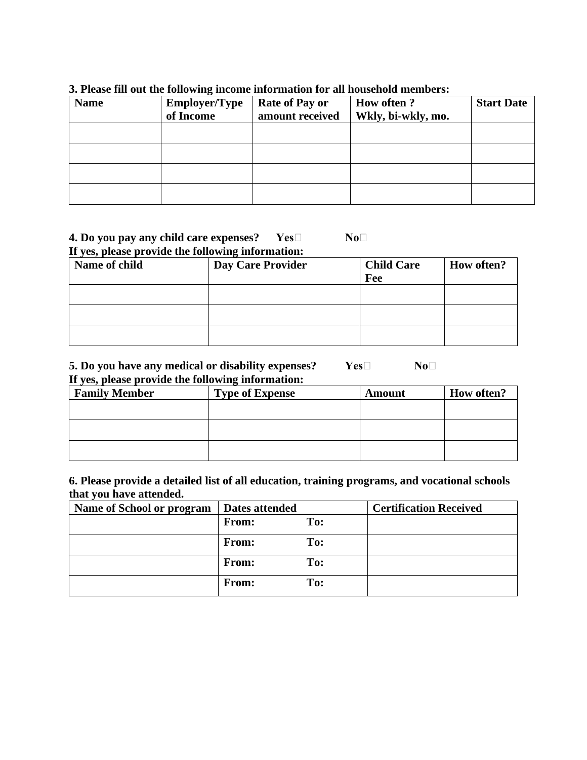**3. Please fill out the following income information for all household members:**

| Name | Employer/Type of Income | Rate of Pay or amount received | How often ? Wkly, bi-wkly, mo. | Start Date |
|---|---|---|---|---|
| | | | | |
| | | | | |
| | | | | |
| | | | | |

**4. Do you pay any child care expenses? Yes☐ No☐**
**If yes, please provide the following information:**

| Name of child | Day Care Provider | Child Care Fee | How often? |
|---|---|---|---|
| | | | |
| | | | |
| | | | |

**5. Do you have any medical or disability expenses? Yes☐ No☐**
**If yes, please provide the following information:**

| Family Member | Type of Expense | Amount | How often? |
|---|---|---|---|
| | | | |
| | | | |
| | | | |

**6. Please provide a detailed list of all education, training programs, and vocational schools that you have attended.**

| Name of School or program | Dates attended | Certification Received |
|---|---|---|
| | From: To: | |
| | From: To: | |
| | From: To: | |
| | From: To: | |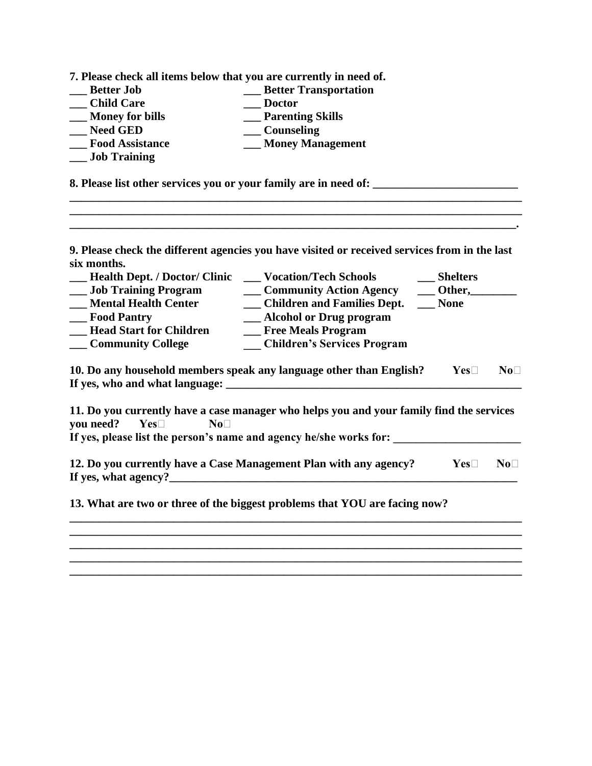**7. Please check all items below that you are currently in need of.**

___ **Better Job**
___ **Child Care**
___ **Money for bills**
___ **Need GED**
___ **Food Assistance**
___ **Job Training**
___ **Better Transportation**
___ **Doctor**
___ **Parenting Skills**
___ **Counseling**
___ **Money Management**

**8. Please list other services you or your family are in need of:** _________________________
______________________________________________________________________________
______________________________________________________________________________
_____________________________________________________________________________.

**9. Please check the different agencies you have visited or received services from in the last six months.**

___ **Health Dept. / Doctor/ Clinic**
___ **Job Training Program**
___ **Mental Health Center**
___ **Food Pantry**
___ **Head Start for Children**
___ **Community College**
___ **Vocation/Tech Schools**
___ **Community Action Agency**
___ **Children and Families Dept.**
___ **Alcohol or Drug program**
___ **Free Meals Program**
___ **Children's Services Program**
___ **Shelters**
___ **Other,________**
___ **None**

**10. Do any household members speak any language other than English?** **Yes☐** **No☐**
**If yes, who and what language:** ______________________________________________________

**11. Do you currently have a case manager who helps you and your family find the services you need?** **Yes☐** **No☐**
**If yes, please list the person's name and agency he/she works for:** ______________________

**12. Do you currently have a Case Management Plan with any agency?** **Yes☐** **No☐**
**If yes, what agency?**______________________________________________________________

**13. What are two or three of the biggest problems that YOU are facing now?**
______________________________________________________________________________
______________________________________________________________________________
______________________________________________________________________________
______________________________________________________________________________
______________________________________________________________________________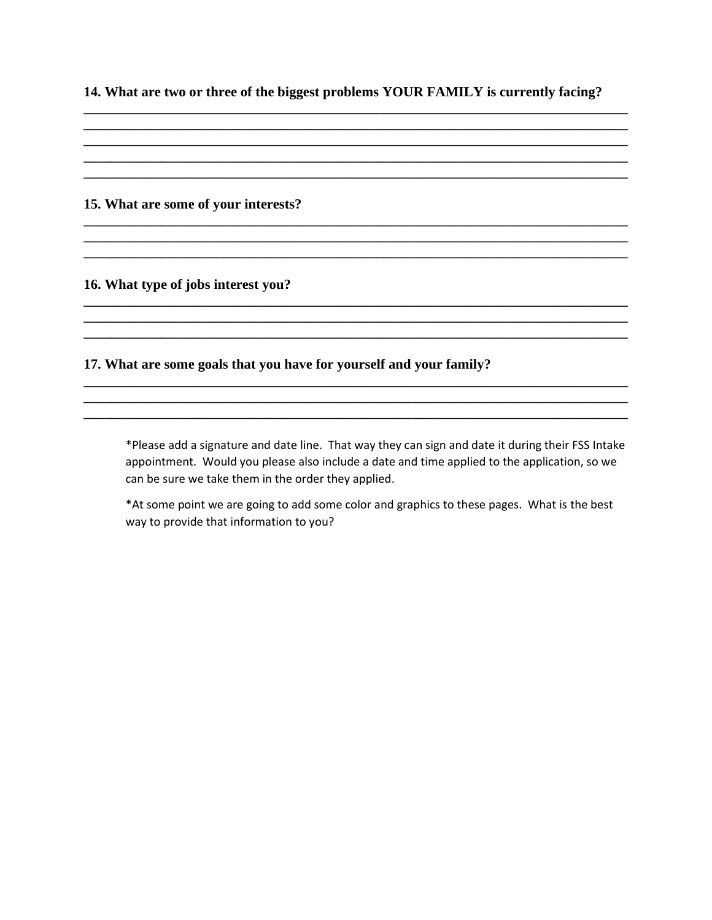**14. What are two or three of the biggest problems YOUR FAMILY is currently facing?**

\_\_\_\_\_\_\_\_\_\_\_\_\_\_\_\_\_\_\_\_\_\_\_\_\_\_\_\_\_\_\_\_\_\_\_\_\_\_\_\_\_\_\_\_\_\_\_\_\_\_\_\_\_\_\_\_\_\_\_\_\_\_\_\_\_\_\_\_\_\_\_\_\_\_\_\_\_\_

\_\_\_\_\_\_\_\_\_\_\_\_\_\_\_\_\_\_\_\_\_\_\_\_\_\_\_\_\_\_\_\_\_\_\_\_\_\_\_\_\_\_\_\_\_\_\_\_\_\_\_\_\_\_\_\_\_\_\_\_\_\_\_\_\_\_\_\_\_\_\_\_\_\_\_\_\_\_

\_\_\_\_\_\_\_\_\_\_\_\_\_\_\_\_\_\_\_\_\_\_\_\_\_\_\_\_\_\_\_\_\_\_\_\_\_\_\_\_\_\_\_\_\_\_\_\_\_\_\_\_\_\_\_\_\_\_\_\_\_\_\_\_\_\_\_\_\_\_\_\_\_\_\_\_\_\_

\_\_\_\_\_\_\_\_\_\_\_\_\_\_\_\_\_\_\_\_\_\_\_\_\_\_\_\_\_\_\_\_\_\_\_\_\_\_\_\_\_\_\_\_\_\_\_\_\_\_\_\_\_\_\_\_\_\_\_\_\_\_\_\_\_\_\_\_\_\_\_\_\_\_\_\_\_\_

\_\_\_\_\_\_\_\_\_\_\_\_\_\_\_\_\_\_\_\_\_\_\_\_\_\_\_\_\_\_\_\_\_\_\_\_\_\_\_\_\_\_\_\_\_\_\_\_\_\_\_\_\_\_\_\_\_\_\_\_\_\_\_\_\_\_\_\_\_\_\_\_\_\_\_\_\_\_

**15. What are some of your interests?**

\_\_\_\_\_\_\_\_\_\_\_\_\_\_\_\_\_\_\_\_\_\_\_\_\_\_\_\_\_\_\_\_\_\_\_\_\_\_\_\_\_\_\_\_\_\_\_\_\_\_\_\_\_\_\_\_\_\_\_\_\_\_\_\_\_\_\_\_\_\_\_\_\_\_\_\_\_\_

\_\_\_\_\_\_\_\_\_\_\_\_\_\_\_\_\_\_\_\_\_\_\_\_\_\_\_\_\_\_\_\_\_\_\_\_\_\_\_\_\_\_\_\_\_\_\_\_\_\_\_\_\_\_\_\_\_\_\_\_\_\_\_\_\_\_\_\_\_\_\_\_\_\_\_\_\_\_

\_\_\_\_\_\_\_\_\_\_\_\_\_\_\_\_\_\_\_\_\_\_\_\_\_\_\_\_\_\_\_\_\_\_\_\_\_\_\_\_\_\_\_\_\_\_\_\_\_\_\_\_\_\_\_\_\_\_\_\_\_\_\_\_\_\_\_\_\_\_\_\_\_\_\_\_\_\_

**16. What type of jobs interest you?**

\_\_\_\_\_\_\_\_\_\_\_\_\_\_\_\_\_\_\_\_\_\_\_\_\_\_\_\_\_\_\_\_\_\_\_\_\_\_\_\_\_\_\_\_\_\_\_\_\_\_\_\_\_\_\_\_\_\_\_\_\_\_\_\_\_\_\_\_\_\_\_\_\_\_\_\_\_\_

\_\_\_\_\_\_\_\_\_\_\_\_\_\_\_\_\_\_\_\_\_\_\_\_\_\_\_\_\_\_\_\_\_\_\_\_\_\_\_\_\_\_\_\_\_\_\_\_\_\_\_\_\_\_\_\_\_\_\_\_\_\_\_\_\_\_\_\_\_\_\_\_\_\_\_\_\_\_

\_\_\_\_\_\_\_\_\_\_\_\_\_\_\_\_\_\_\_\_\_\_\_\_\_\_\_\_\_\_\_\_\_\_\_\_\_\_\_\_\_\_\_\_\_\_\_\_\_\_\_\_\_\_\_\_\_\_\_\_\_\_\_\_\_\_\_\_\_\_\_\_\_\_\_\_\_\_

**17. What are some goals that you have for yourself and your family?**

\_\_\_\_\_\_\_\_\_\_\_\_\_\_\_\_\_\_\_\_\_\_\_\_\_\_\_\_\_\_\_\_\_\_\_\_\_\_\_\_\_\_\_\_\_\_\_\_\_\_\_\_\_\_\_\_\_\_\_\_\_\_\_\_\_\_\_\_\_\_\_\_\_\_\_\_\_\_

\_\_\_\_\_\_\_\_\_\_\_\_\_\_\_\_\_\_\_\_\_\_\_\_\_\_\_\_\_\_\_\_\_\_\_\_\_\_\_\_\_\_\_\_\_\_\_\_\_\_\_\_\_\_\_\_\_\_\_\_\_\_\_\_\_\_\_\_\_\_\_\_\_\_\_\_\_\_

\_\_\_\_\_\_\_\_\_\_\_\_\_\_\_\_\_\_\_\_\_\_\_\_\_\_\_\_\_\_\_\_\_\_\_\_\_\_\_\_\_\_\_\_\_\_\_\_\_\_\_\_\_\_\_\_\_\_\_\_\_\_\_\_\_\_\_\_\_\_\_\_\_\_\_\_\_\_

*Please add a signature and date line. That way they can sign and date it during their FSS Intake appointment. Would you please also include a date and time applied to the application, so we can be sure we take them in the order they applied.

*At some point we are going to add some color and graphics to these pages. What is the best way to provide that information to you?